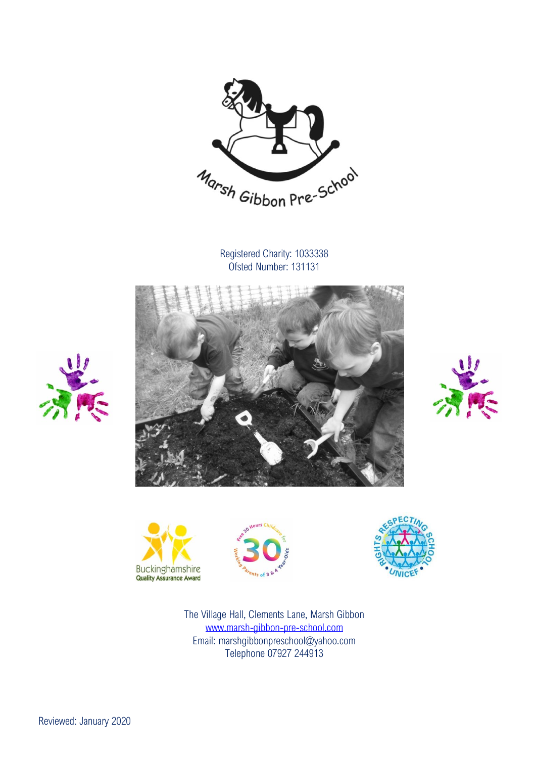Marsh Gibbon Pre-School

Registered Charity: 1033338
Ofsted Number: 131131

Buckinghamshire Quality Assurance Award

Free 30 Hours Childcare for Working Parents of 3 & 4 Year-olds

Rights Respecting School UNICEF

The Village Hall, Clements Lane, Marsh Gibbon
www.marsh-gibbon-pre-school.com
Email: marshgibbonpreschool@yahoo.com
Telephone 07927 244913

Reviewed: January 2020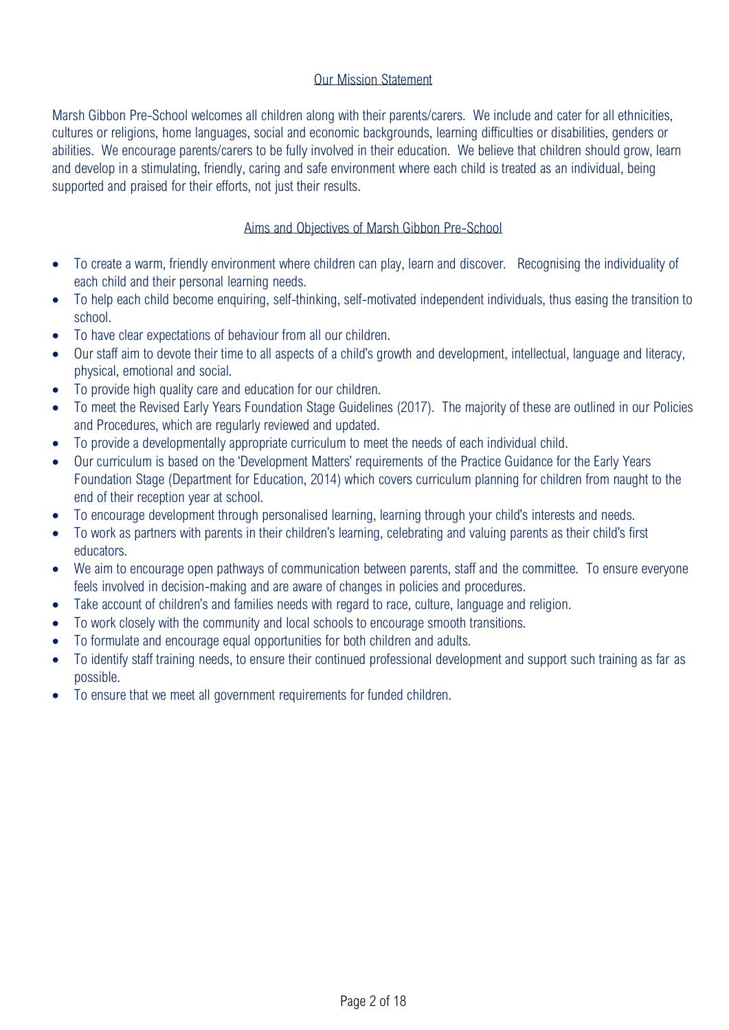## Our Mission Statement

Marsh Gibbon Pre-School welcomes all children along with their parents/carers. We include and cater for all ethnicities, cultures or religions, home languages, social and economic backgrounds, learning difficulties or disabilities, genders or abilities. We encourage parents/carers to be fully involved in their education. We believe that children should grow, learn and develop in a stimulating, friendly, caring and safe environment where each child is treated as an individual, being supported and praised for their efforts, not just their results.

## Aims and Objectives of Marsh Gibbon Pre-School

- To create a warm, friendly environment where children can play, learn and discover. Recognising the individuality of each child and their personal learning needs.
- To help each child become enquiring, self-thinking, self-motivated independent individuals, thus easing the transition to school.
- To have clear expectations of behaviour from all our children.
- Our staff aim to devote their time to all aspects of a child's growth and development, intellectual, language and literacy, physical, emotional and social.
- To provide high quality care and education for our children.
- To meet the Revised Early Years Foundation Stage Guidelines (2017). The majority of these are outlined in our Policies and Procedures, which are regularly reviewed and updated.
- To provide a developmentally appropriate curriculum to meet the needs of each individual child.
- Our curriculum is based on the 'Development Matters' requirements of the Practice Guidance for the Early Years Foundation Stage (Department for Education, 2014) which covers curriculum planning for children from naught to the end of their reception year at school.
- To encourage development through personalised learning, learning through your child's interests and needs.
- To work as partners with parents in their children's learning, celebrating and valuing parents as their child's first educators.
- We aim to encourage open pathways of communication between parents, staff and the committee. To ensure everyone feels involved in decision-making and are aware of changes in policies and procedures.
- Take account of children's and families needs with regard to race, culture, language and religion.
- To work closely with the community and local schools to encourage smooth transitions.
- To formulate and encourage equal opportunities for both children and adults.
- To identify staff training needs, to ensure their continued professional development and support such training as far as possible.
- To ensure that we meet all government requirements for funded children.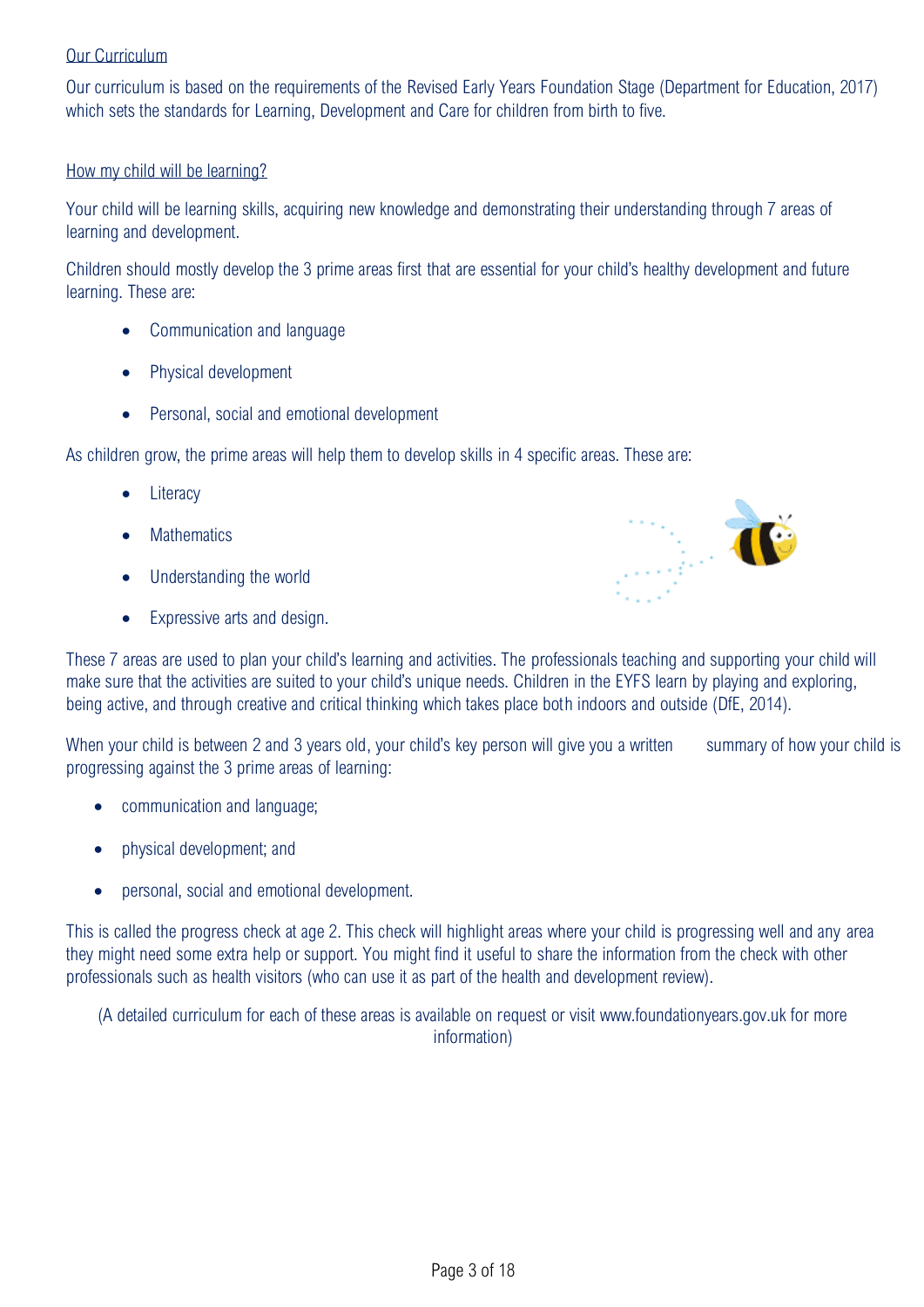## Our Curriculum

Our curriculum is based on the requirements of the Revised Early Years Foundation Stage (Department for Education, 2017) which sets the standards for Learning, Development and Care for children from birth to five.

## How my child will be learning?

Your child will be learning skills, acquiring new knowledge and demonstrating their understanding through 7 areas of learning and development.

Children should mostly develop the 3 prime areas first that are essential for your child's healthy development and future learning. These are:

- Communication and language
- Physical development
- Personal, social and emotional development

As children grow, the prime areas will help them to develop skills in 4 specific areas. These are:

- Literacy
- Mathematics
- Understanding the world
- Expressive arts and design.

These 7 areas are used to plan your child's learning and activities. The professionals teaching and supporting your child will make sure that the activities are suited to your child's unique needs. Children in the EYFS learn by playing and exploring, being active, and through creative and critical thinking which takes place both indoors and outside (DfE, 2014).

When your child is between 2 and 3 years old, your child's key person will give you a written summary of how your child is progressing against the 3 prime areas of learning:

- communication and language;
- physical development; and
- personal, social and emotional development.

This is called the progress check at age 2. This check will highlight areas where your child is progressing well and any area they might need some extra help or support. You might find it useful to share the information from the check with other professionals such as health visitors (who can use it as part of the health and development review).

(A detailed curriculum for each of these areas is available on request or visit www.foundationyears.gov.uk for more information)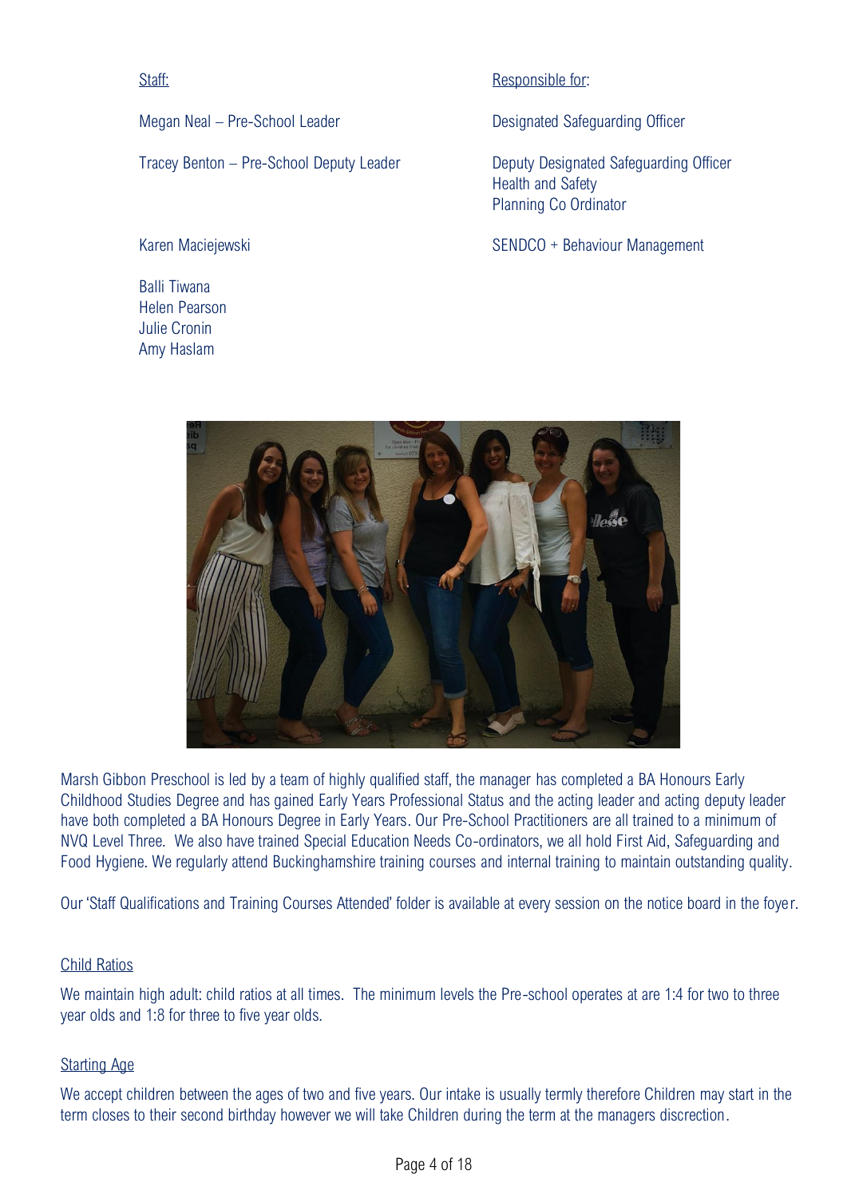| Staff: | Responsible for: |
| --- | --- |
| Megan Neal – Pre-School Leader | Designated Safeguarding Officer |
| Tracey Benton – Pre-School Deputy Leader | Deputy Designated Safeguarding Officer<br>Health and Safety<br>Planning Co Ordinator |
| Karen Maciejewski | SENDCO + Behaviour Management |
| Balli Tiwana | |
| Helen Pearson | |
| Julie Cronin | |
| Amy Haslam | |

Marsh Gibbon Preschool is led by a team of highly qualified staff, the manager has completed a BA Honours Early Childhood Studies Degree and has gained Early Years Professional Status and the acting leader and acting deputy leader have both completed a BA Honours Degree in Early Years. Our Pre-School Practitioners are all trained to a minimum of NVQ Level Three. We also have trained Special Education Needs Co-ordinators, we all hold First Aid, Safeguarding and Food Hygiene. We regularly attend Buckinghamshire training courses and internal training to maintain outstanding quality.

Our 'Staff Qualifications and Training Courses Attended' folder is available at every session on the notice board in the foyer.

## Child Ratios

We maintain high adult: child ratios at all times. The minimum levels the Pre-school operates at are 1:4 for two to three year olds and 1:8 for three to five year olds.

## Starting Age

We accept children between the ages of two and five years. Our intake is usually termly therefore Children may start in the term closes to their second birthday however we will take Children during the term at the managers discrection.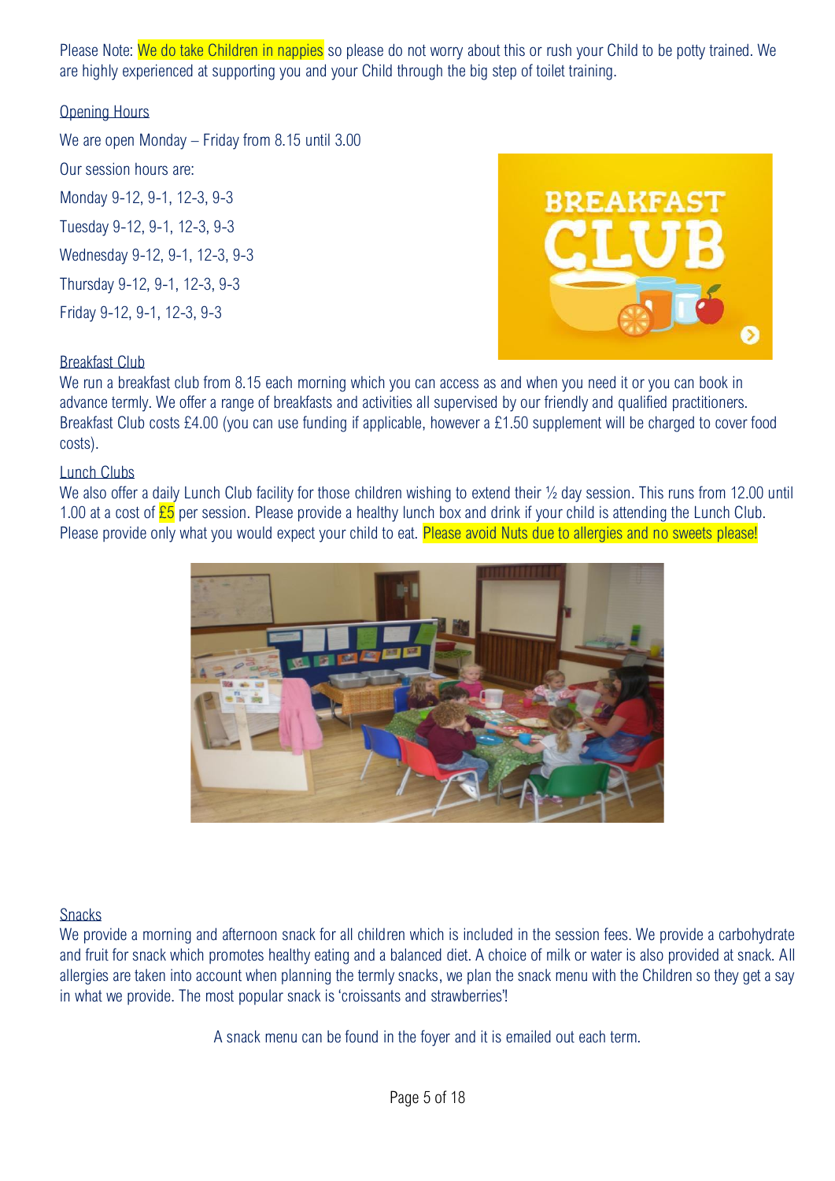Please Note: We do take Children in nappies so please do not worry about this or rush your Child to be potty trained. We are highly experienced at supporting you and your Child through the big step of toilet training.

## Opening Hours

We are open Monday – Friday from 8.15 until 3.00

Our session hours are:

Monday 9-12, 9-1, 12-3, 9-3

Tuesday 9-12, 9-1, 12-3, 9-3

Wednesday 9-12, 9-1, 12-3, 9-3

Thursday 9-12, 9-1, 12-3, 9-3

Friday 9-12, 9-1, 12-3, 9-3

## Breakfast Club

We run a breakfast club from 8.15 each morning which you can access as and when you need it or you can book in advance termly. We offer a range of breakfasts and activities all supervised by our friendly and qualified practitioners. Breakfast Club costs £4.00 (you can use funding if applicable, however a £1.50 supplement will be charged to cover food costs).

## Lunch Clubs

We also offer a daily Lunch Club facility for those children wishing to extend their ½ day session. This runs from 12.00 until 1.00 at a cost of £5 per session. Please provide a healthy lunch box and drink if your child is attending the Lunch Club. Please provide only what you would expect your child to eat. Please avoid Nuts due to allergies and no sweets please!

## Snacks

We provide a morning and afternoon snack for all children which is included in the session fees. We provide a carbohydrate and fruit for snack which promotes healthy eating and a balanced diet. A choice of milk or water is also provided at snack. All allergies are taken into account when planning the termly snacks, we plan the snack menu with the Children so they get a say in what we provide. The most popular snack is 'croissants and strawberries'!

A snack menu can be found in the foyer and it is emailed out each term.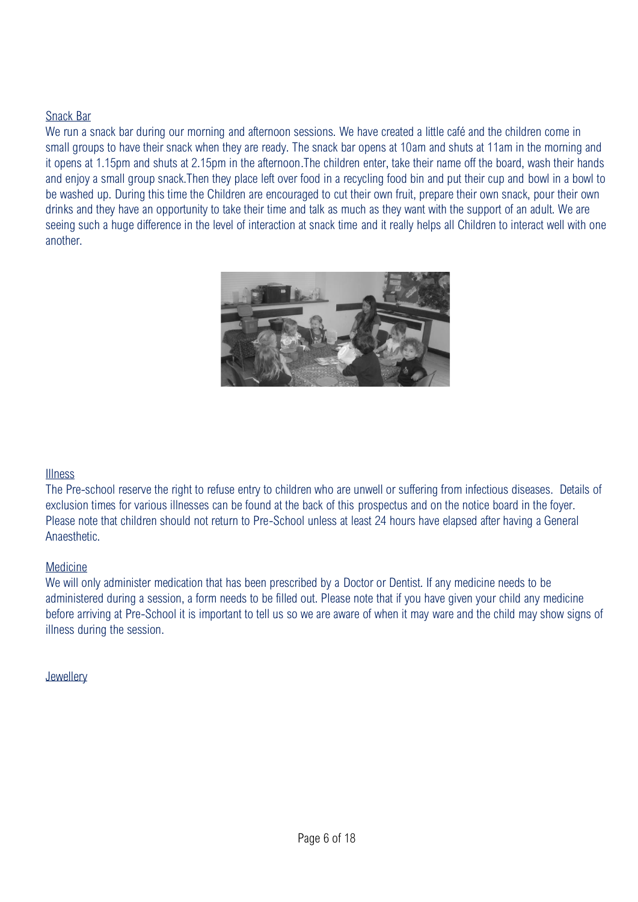## Snack Bar

We run a snack bar during our morning and afternoon sessions. We have created a little café and the children come in small groups to have their snack when they are ready. The snack bar opens at 10am and shuts at 11am in the morning and it opens at 1.15pm and shuts at 2.15pm in the afternoon.The children enter, take their name off the board, wash their hands and enjoy a small group snack.Then they place left over food in a recycling food bin and put their cup and bowl in a bowl to be washed up. During this time the Children are encouraged to cut their own fruit, prepare their own snack, pour their own drinks and they have an opportunity to take their time and talk as much as they want with the support of an adult. We are seeing such a huge difference in the level of interaction at snack time and it really helps all Children to interact well with one another.

## Illness

The Pre-school reserve the right to refuse entry to children who are unwell or suffering from infectious diseases. Details of exclusion times for various illnesses can be found at the back of this prospectus and on the notice board in the foyer. Please note that children should not return to Pre-School unless at least 24 hours have elapsed after having a General Anaesthetic.

## Medicine

We will only administer medication that has been prescribed by a Doctor or Dentist. If any medicine needs to be administered during a session, a form needs to be filled out. Please note that if you have given your child any medicine before arriving at Pre-School it is important to tell us so we are aware of when it may ware and the child may show signs of illness during the session.

## Jewellery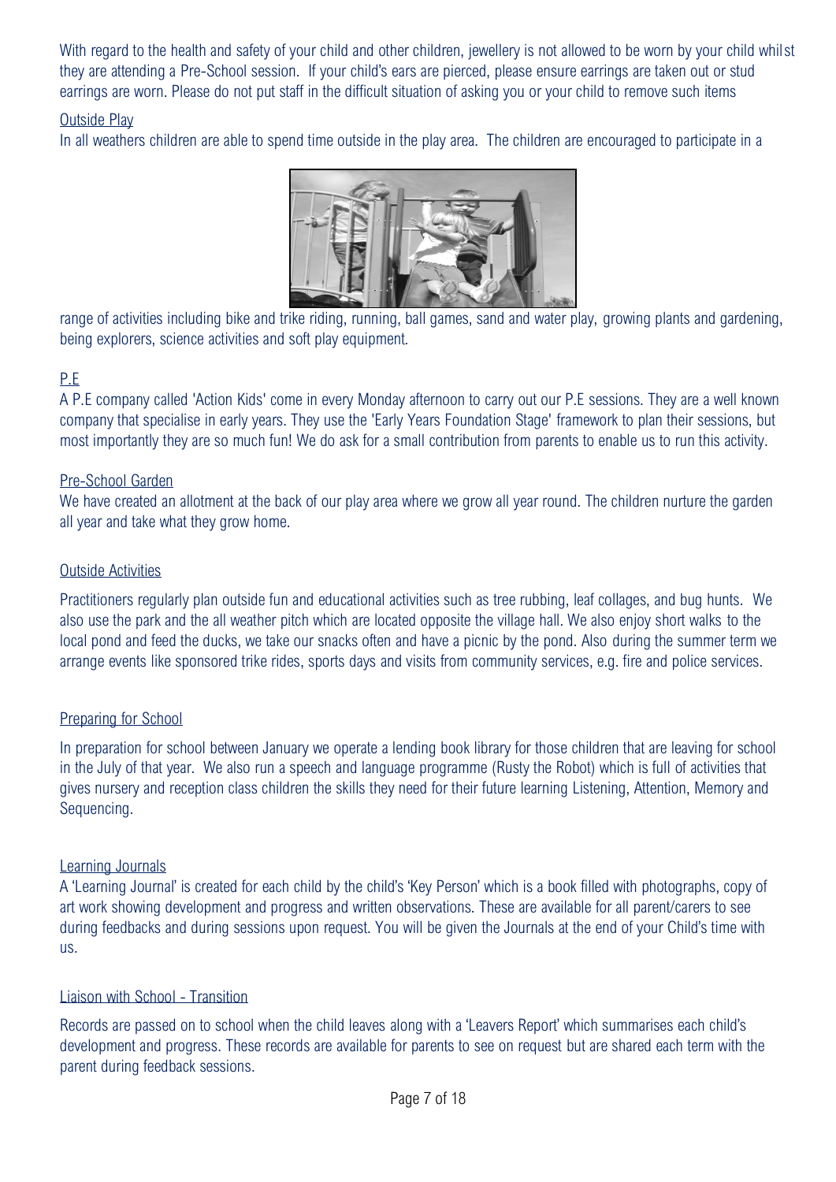With regard to the health and safety of your child and other children, jewellery is not allowed to be worn by your child whilst they are attending a Pre-School session. If your child's ears are pierced, please ensure earrings are taken out or stud earrings are worn. Please do not put staff in the difficult situation of asking you or your child to remove such items

Outside Play

In all weathers children are able to spend time outside in the play area. The children are encouraged to participate in a range of activities including bike and trike riding, running, ball games, sand and water play, growing plants and gardening, being explorers, science activities and soft play equipment.

P.E

A P.E company called 'Action Kids' come in every Monday afternoon to carry out our P.E sessions. They are a well known company that specialise in early years. They use the 'Early Years Foundation Stage' framework to plan their sessions, but most importantly they are so much fun! We do ask for a small contribution from parents to enable us to run this activity.

Pre-School Garden

We have created an allotment at the back of our play area where we grow all year round. The children nurture the garden all year and take what they grow home.

Outside Activities

Practitioners regularly plan outside fun and educational activities such as tree rubbing, leaf collages, and bug hunts. We also use the park and the all weather pitch which are located opposite the village hall. We also enjoy short walks to the local pond and feed the ducks, we take our snacks often and have a picnic by the pond. Also during the summer term we arrange events like sponsored trike rides, sports days and visits from community services, e.g. fire and police services.

Preparing for School

In preparation for school between January we operate a lending book library for those children that are leaving for school in the July of that year. We also run a speech and language programme (Rusty the Robot) which is full of activities that gives nursery and reception class children the skills they need for their future learning Listening, Attention, Memory and Sequencing.

Learning Journals

A 'Learning Journal' is created for each child by the child's 'Key Person' which is a book filled with photographs, copy of art work showing development and progress and written observations. These are available for all parent/carers to see during feedbacks and during sessions upon request. You will be given the Journals at the end of your Child's time with us.

Liaison with School - Transition

Records are passed on to school when the child leaves along with a 'Leavers Report' which summarises each child's development and progress. These records are available for parents to see on request but are shared each term with the parent during feedback sessions.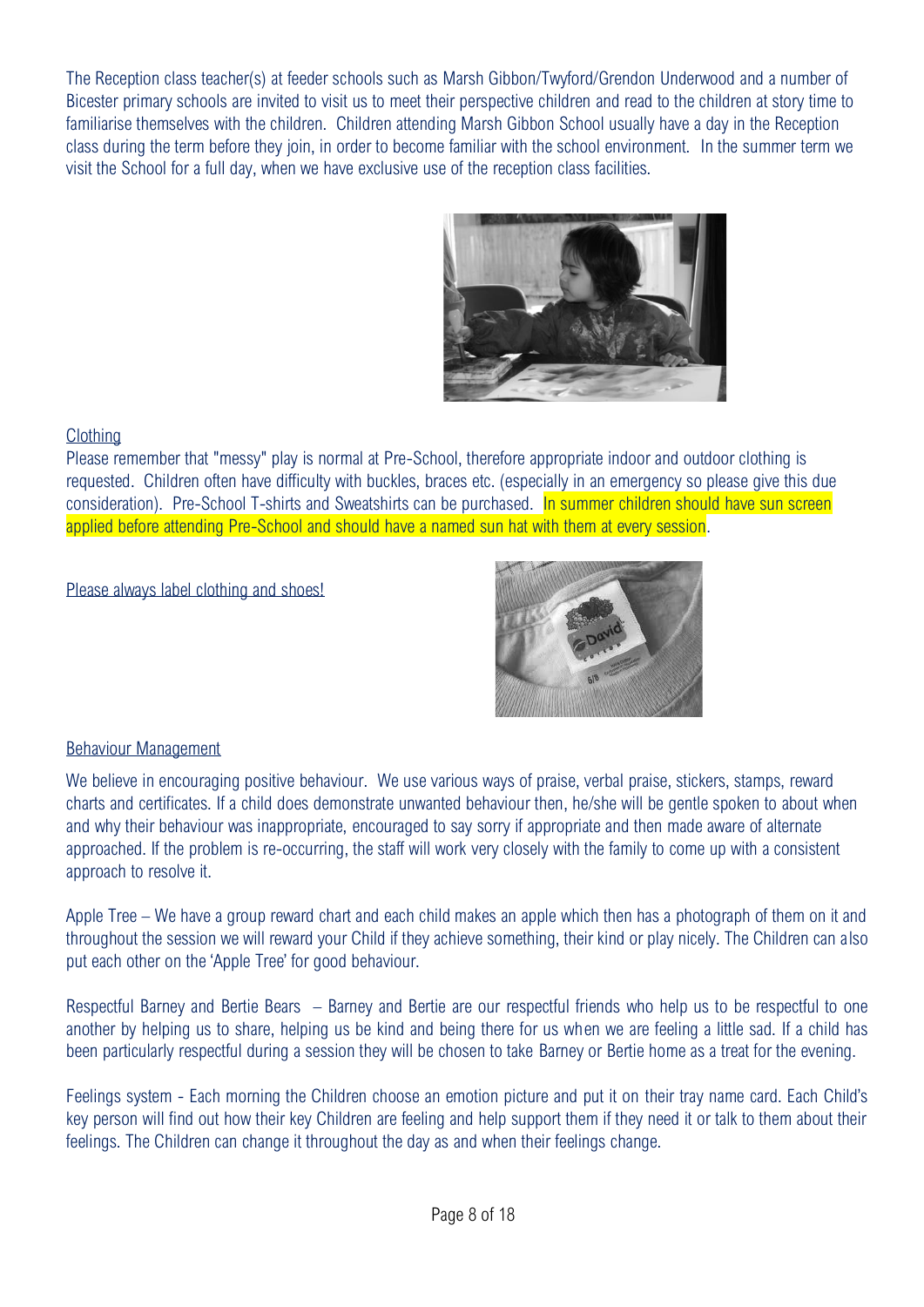The Reception class teacher(s) at feeder schools such as Marsh Gibbon/Twyford/Grendon Underwood and a number of Bicester primary schools are invited to visit us to meet their perspective children and read to the children at story time to familiarise themselves with the children. Children attending Marsh Gibbon School usually have a day in the Reception class during the term before they join, in order to become familiar with the school environment. In the summer term we visit the School for a full day, when we have exclusive use of the reception class facilities.

## Clothing

Please remember that "messy" play is normal at Pre-School, therefore appropriate indoor and outdoor clothing is requested. Children often have difficulty with buckles, braces etc. (especially in an emergency so please give this due consideration). Pre-School T-shirts and Sweatshirts can be purchased. In summer children should have sun screen applied before attending Pre-School and should have a named sun hat with them at every session.

Please always label clothing and shoes!

## Behaviour Management

We believe in encouraging positive behaviour. We use various ways of praise, verbal praise, stickers, stamps, reward charts and certificates. If a child does demonstrate unwanted behaviour then, he/she will be gentle spoken to about when and why their behaviour was inappropriate, encouraged to say sorry if appropriate and then made aware of alternate approached. If the problem is re-occurring, the staff will work very closely with the family to come up with a consistent approach to resolve it.

Apple Tree – We have a group reward chart and each child makes an apple which then has a photograph of them on it and throughout the session we will reward your Child if they achieve something, their kind or play nicely. The Children can also put each other on the 'Apple Tree' for good behaviour.

Respectful Barney and Bertie Bears – Barney and Bertie are our respectful friends who help us to be respectful to one another by helping us to share, helping us be kind and being there for us when we are feeling a little sad. If a child has been particularly respectful during a session they will be chosen to take Barney or Bertie home as a treat for the evening.

Feelings system - Each morning the Children choose an emotion picture and put it on their tray name card. Each Child's key person will find out how their key Children are feeling and help support them if they need it or talk to them about their feelings. The Children can change it throughout the day as and when their feelings change.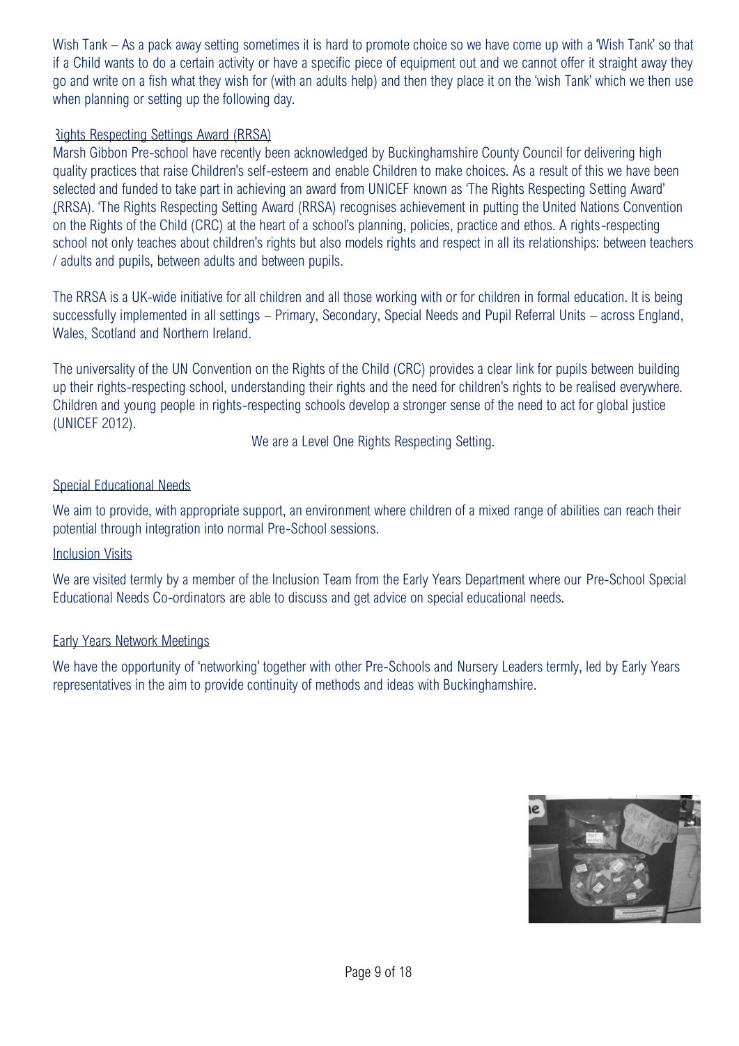Wish Tank – As a pack away setting sometimes it is hard to promote choice so we have come up with a 'Wish Tank' so that if a Child wants to do a certain activity or have a specific piece of equipment out and we cannot offer it straight away they go and write on a fish what they wish for (with an adults help) and then they place it on the 'wish Tank' which we then use when planning or setting up the following day.

Rights Respecting Settings Award (RRSA)

Marsh Gibbon Pre-school have recently been acknowledged by Buckinghamshire County Council for delivering high quality practices that raise Children's self-esteem and enable Children to make choices. As a result of this we have been selected and funded to take part in achieving an award from UNICEF known as 'The Rights Respecting Setting Award' (RRSA). 'The Rights Respecting Setting Award (RRSA) recognises achievement in putting the United Nations Convention on the Rights of the Child (CRC) at the heart of a school's planning, policies, practice and ethos. A rights-respecting school not only teaches about children's rights but also models rights and respect in all its relationships: between teachers / adults and pupils, between adults and between pupils.

The RRSA is a UK-wide initiative for all children and all those working with or for children in formal education. It is being successfully implemented in all settings – Primary, Secondary, Special Needs and Pupil Referral Units – across England, Wales, Scotland and Northern Ireland.

The universality of the UN Convention on the Rights of the Child (CRC) provides a clear link for pupils between building up their rights-respecting school, understanding their rights and the need for children's rights to be realised everywhere. Children and young people in rights-respecting schools develop a stronger sense of the need to act for global justice (UNICEF 2012).

We are a Level One Rights Respecting Setting.

Special Educational Needs

We aim to provide, with appropriate support, an environment where children of a mixed range of abilities can reach their potential through integration into normal Pre-School sessions.

Inclusion Visits

We are visited termly by a member of the Inclusion Team from the Early Years Department where our Pre-School Special Educational Needs Co-ordinators are able to discuss and get advice on special educational needs.

Early Years Network Meetings

We have the opportunity of 'networking' together with other Pre-Schools and Nursery Leaders termly, led by Early Years representatives in the aim to provide continuity of methods and ideas with Buckinghamshire.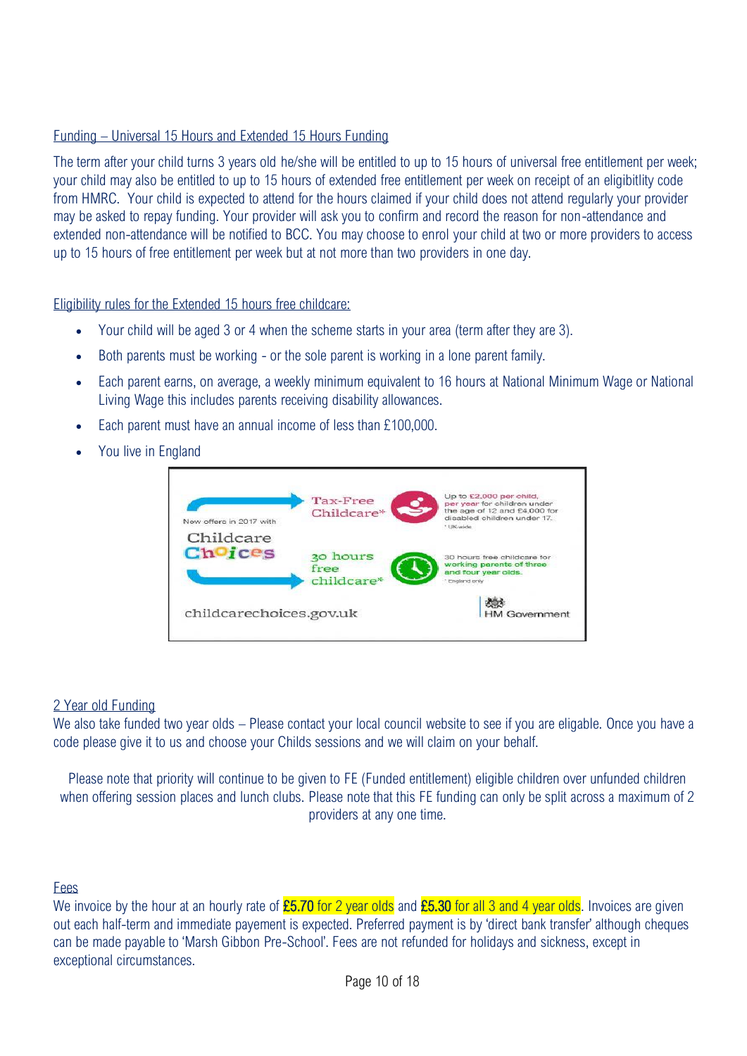## Funding – Universal 15 Hours and Extended 15 Hours Funding

The term after your child turns 3 years old he/she will be entitled to up to 15 hours of universal free entitlement per week; your child may also be entitled to up to 15 hours of extended free entitlement per week on receipt of an eligibitlity code from HMRC. Your child is expected to attend for the hours claimed if your child does not attend regularly your provider may be asked to repay funding. Your provider will ask you to confirm and record the reason for non-attendance and extended non-attendance will be notified to BCC. You may choose to enrol your child at two or more providers to access up to 15 hours of free entitlement per week but at not more than two providers in one day.

## Eligibility rules for the Extended 15 hours free childcare:

- Your child will be aged 3 or 4 when the scheme starts in your area (term after they are 3).
- Both parents must be working - or the sole parent is working in a lone parent family.
- Each parent earns, on average, a weekly minimum equivalent to 16 hours at National Minimum Wage or National Living Wage this includes parents receiving disability allowances.
- Each parent must have an annual income of less than £100,000.
- You live in England

New offers in 2017 with Childcare Choices

Tax-Free Childcare* — Up to £2,000 per child, per year for children under the age of 12 and £4,000 for disabled children under 17. * UK-wide

30 hours free childcare* — 30 hours free childcare for working parents of three and four year olds. * England only

childcarechoices.gov.uk — HM Government

## 2 Year old Funding

We also take funded two year olds – Please contact your local council website to see if you are eligable. Once you have a code please give it to us and choose your Childs sessions and we will claim on your behalf.

Please note that priority will continue to be given to FE (Funded entitlement) eligible children over unfunded children when offering session places and lunch clubs. Please note that this FE funding can only be split across a maximum of 2 providers at any one time.

## Fees

We invoice by the hour at an hourly rate of **£5.70 for 2 year olds** and **£5.30 for all 3 and 4 year olds**. Invoices are given out each half-term and immediate payement is expected. Preferred payment is by 'direct bank transfer' although cheques can be made payable to 'Marsh Gibbon Pre-School'. Fees are not refunded for holidays and sickness, except in exceptional circumstances.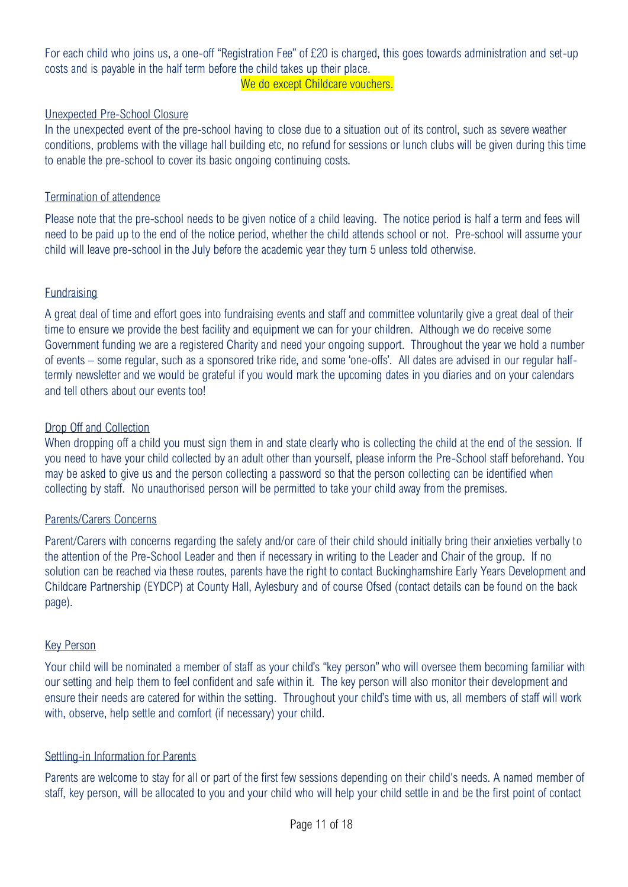For each child who joins us, a one-off "Registration Fee" of £20 is charged, this goes towards administration and set-up costs and is payable in the half term before the child takes up their place.

We do except Childcare vouchers.

## Unexpected Pre-School Closure

In the unexpected event of the pre-school having to close due to a situation out of its control, such as severe weather conditions, problems with the village hall building etc, no refund for sessions or lunch clubs will be given during this time to enable the pre-school to cover its basic ongoing continuing costs.

## Termination of attendence

Please note that the pre-school needs to be given notice of a child leaving. The notice period is half a term and fees will need to be paid up to the end of the notice period, whether the child attends school or not. Pre-school will assume your child will leave pre-school in the July before the academic year they turn 5 unless told otherwise.

## Fundraising

A great deal of time and effort goes into fundraising events and staff and committee voluntarily give a great deal of their time to ensure we provide the best facility and equipment we can for your children. Although we do receive some Government funding we are a registered Charity and need your ongoing support. Throughout the year we hold a number of events – some regular, such as a sponsored trike ride, and some 'one-offs'. All dates are advised in our regular half-termly newsletter and we would be grateful if you would mark the upcoming dates in you diaries and on your calendars and tell others about our events too!

## Drop Off and Collection

When dropping off a child you must sign them in and state clearly who is collecting the child at the end of the session. If you need to have your child collected by an adult other than yourself, please inform the Pre-School staff beforehand. You may be asked to give us and the person collecting a password so that the person collecting can be identified when collecting by staff. No unauthorised person will be permitted to take your child away from the premises.

## Parents/Carers Concerns

Parent/Carers with concerns regarding the safety and/or care of their child should initially bring their anxieties verbally to the attention of the Pre-School Leader and then if necessary in writing to the Leader and Chair of the group. If no solution can be reached via these routes, parents have the right to contact Buckinghamshire Early Years Development and Childcare Partnership (EYDCP) at County Hall, Aylesbury and of course Ofsed (contact details can be found on the back page).

## Key Person

Your child will be nominated a member of staff as your child's "key person" who will oversee them becoming familiar with our setting and help them to feel confident and safe within it. The key person will also monitor their development and ensure their needs are catered for within the setting. Throughout your child's time with us, all members of staff will work with, observe, help settle and comfort (if necessary) your child.

## Settling-in Information for Parents

Parents are welcome to stay for all or part of the first few sessions depending on their child's needs. A named member of staff, key person, will be allocated to you and your child who will help your child settle in and be the first point of contact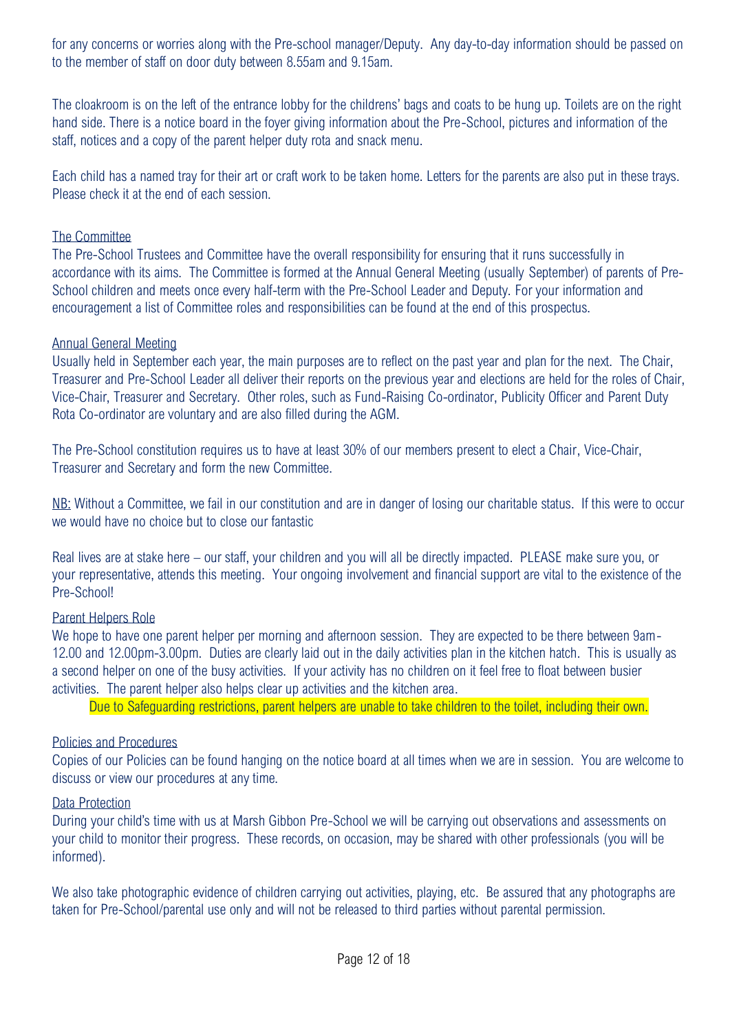for any concerns or worries along with the Pre-school manager/Deputy. Any day-to-day information should be passed on to the member of staff on door duty between 8.55am and 9.15am.

The cloakroom is on the left of the entrance lobby for the childrens' bags and coats to be hung up. Toilets are on the right hand side. There is a notice board in the foyer giving information about the Pre-School, pictures and information of the staff, notices and a copy of the parent helper duty rota and snack menu.

Each child has a named tray for their art or craft work to be taken home. Letters for the parents are also put in these trays. Please check it at the end of each session.

## The Committee

The Pre-School Trustees and Committee have the overall responsibility for ensuring that it runs successfully in accordance with its aims. The Committee is formed at the Annual General Meeting (usually September) of parents of Pre-School children and meets once every half-term with the Pre-School Leader and Deputy. For your information and encouragement a list of Committee roles and responsibilities can be found at the end of this prospectus.

## Annual General Meeting

Usually held in September each year, the main purposes are to reflect on the past year and plan for the next. The Chair, Treasurer and Pre-School Leader all deliver their reports on the previous year and elections are held for the roles of Chair, Vice-Chair, Treasurer and Secretary. Other roles, such as Fund-Raising Co-ordinator, Publicity Officer and Parent Duty Rota Co-ordinator are voluntary and are also filled during the AGM.

The Pre-School constitution requires us to have at least 30% of our members present to elect a Chair, Vice-Chair, Treasurer and Secretary and form the new Committee.

NB: Without a Committee, we fail in our constitution and are in danger of losing our charitable status. If this were to occur we would have no choice but to close our fantastic

Real lives are at stake here – our staff, your children and you will all be directly impacted. PLEASE make sure you, or your representative, attends this meeting. Your ongoing involvement and financial support are vital to the existence of the Pre-School!

## Parent Helpers Role

We hope to have one parent helper per morning and afternoon session. They are expected to be there between 9am-12.00 and 12.00pm-3.00pm. Duties are clearly laid out in the daily activities plan in the kitchen hatch. This is usually as a second helper on one of the busy activities. If your activity has no children on it feel free to float between busier activities. The parent helper also helps clear up activities and the kitchen area.

Due to Safeguarding restrictions, parent helpers are unable to take children to the toilet, including their own.

## Policies and Procedures

Copies of our Policies can be found hanging on the notice board at all times when we are in session. You are welcome to discuss or view our procedures at any time.

## Data Protection

During your child's time with us at Marsh Gibbon Pre-School we will be carrying out observations and assessments on your child to monitor their progress. These records, on occasion, may be shared with other professionals (you will be informed).

We also take photographic evidence of children carrying out activities, playing, etc. Be assured that any photographs are taken for Pre-School/parental use only and will not be released to third parties without parental permission.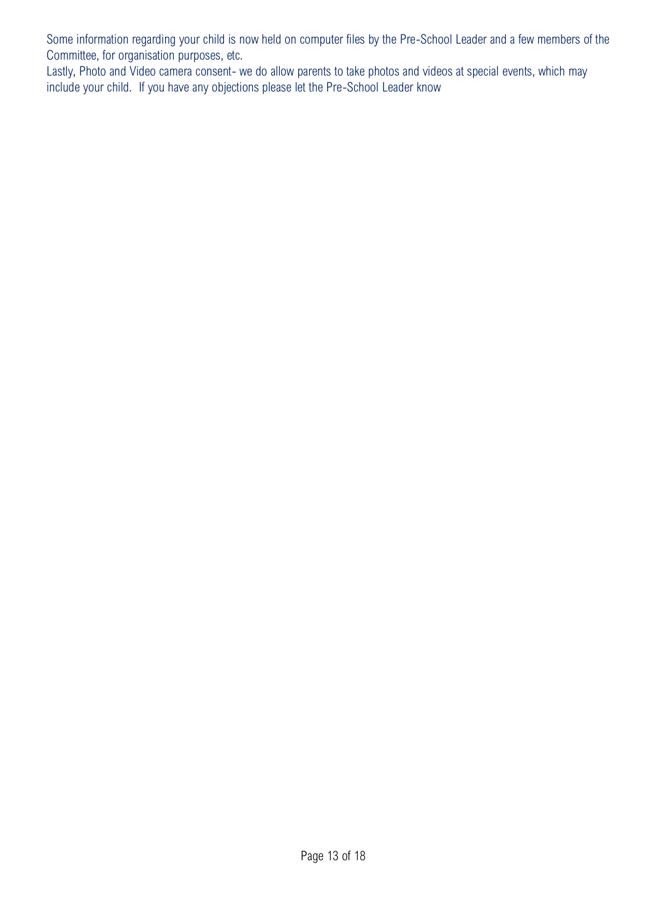Some information regarding your child is now held on computer files by the Pre-School Leader and a few members of the Committee, for organisation purposes, etc.

Lastly, Photo and Video camera consent- we do allow parents to take photos and videos at special events, which may include your child. If you have any objections please let the Pre-School Leader know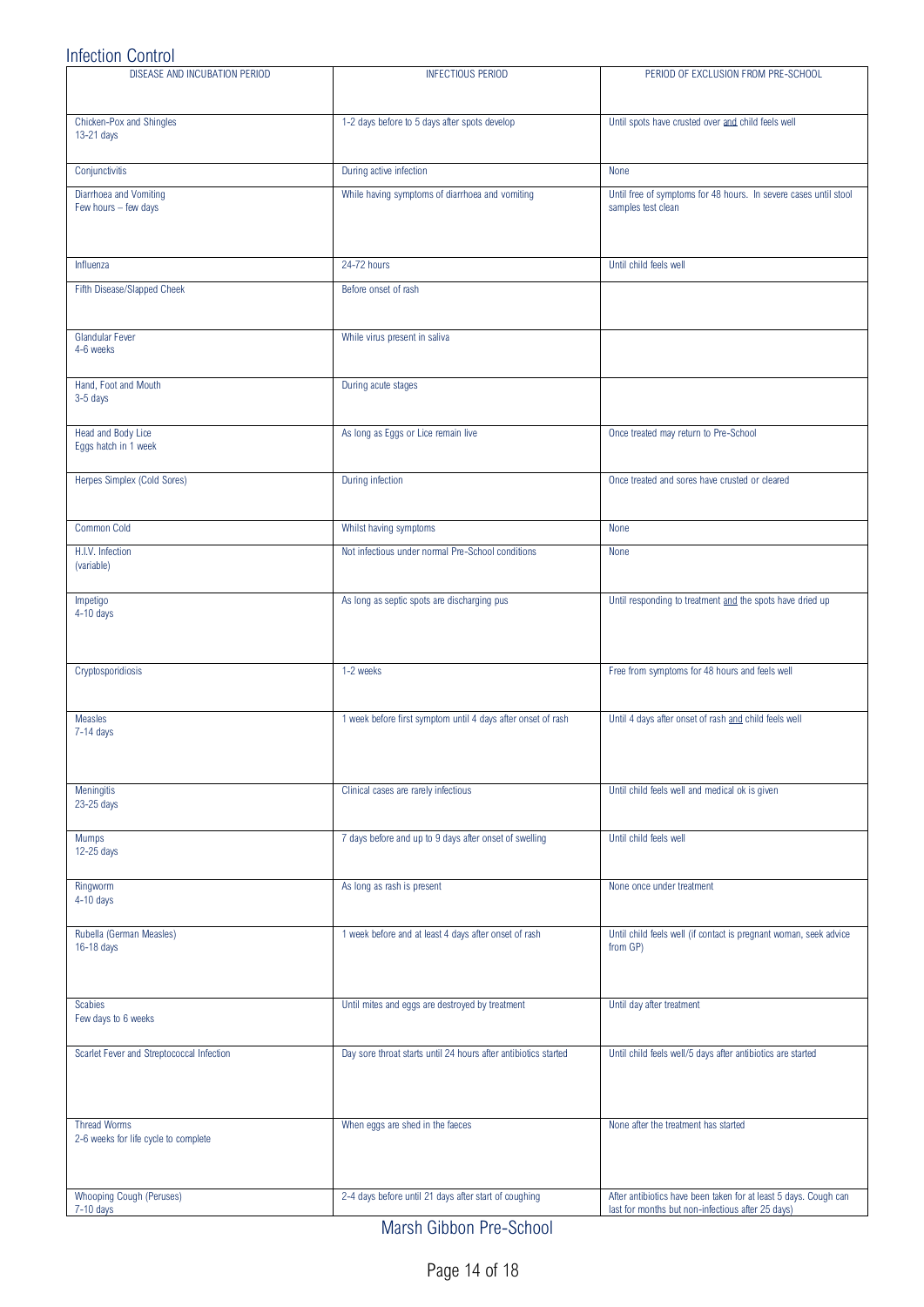## Infection Control

| DISEASE AND INCUBATION PERIOD | INFECTIOUS PERIOD | PERIOD OF EXCLUSION FROM PRE-SCHOOL |
|---|---|---|
| Chicken-Pox and Shingles<br>13-21 days | 1-2 days before to 5 days after spots develop | Until spots have crusted over <u>and</u> child feels well |
| Conjunctivitis | During active infection | None |
| Diarrhoea and Vomiting<br>Few hours – few days | While having symptoms of diarrhoea and vomiting | Until free of symptoms for 48 hours. In severe cases until stool samples test clean |
| Influenza | 24-72 hours | Until child feels well |
| Fifth Disease/Slapped Cheek | Before onset of rash | |
| Glandular Fever<br>4-6 weeks | While virus present in saliva | |
| Hand, Foot and Mouth<br>3-5 days | During acute stages | |
| Head and Body Lice<br>Eggs hatch in 1 week | As long as Eggs or Lice remain live | Once treated may return to Pre-School |
| Herpes Simplex (Cold Sores) | During infection | Once treated and sores have crusted or cleared |
| Common Cold | Whilst having symptoms | None |
| H.I.V. Infection<br>(variable) | Not infectious under normal Pre-School conditions | None |
| Impetigo<br>4-10 days | As long as septic spots are discharging pus | Until responding to treatment <u>and</u> the spots have dried up |
| Cryptosporidiosis | 1-2 weeks | Free from symptoms for 48 hours and feels well |
| Measles<br>7-14 days | 1 week before first symptom until 4 days after onset of rash | Until 4 days after onset of rash <u>and</u> child feels well |
| Meningitis<br>23-25 days | Clinical cases are rarely infectious | Until child feels well and medical ok is given |
| Mumps<br>12-25 days | 7 days before and up to 9 days after onset of swelling | Until child feels well |
| Ringworm<br>4-10 days | As long as rash is present | None once under treatment |
| Rubella (German Measles)<br>16-18 days | 1 week before and at least 4 days after onset of rash | Until child feels well (if contact is pregnant woman, seek advice from GP) |
| Scabies<br>Few days to 6 weeks | Until mites and eggs are destroyed by treatment | Until day after treatment |
| Scarlet Fever and Streptococcal Infection | Day sore throat starts until 24 hours after antibiotics started | Until child feels well/5 days after antibiotics are started |
| Thread Worms<br>2-6 weeks for life cycle to complete | When eggs are shed in the faeces | None after the treatment has started |
| Whooping Cough (Peruses)<br>7-10 days | 2-4 days before until 21 days after start of coughing | After antibiotics have been taken for at least 5 days. Cough can last for months but non-infectious after 25 days) |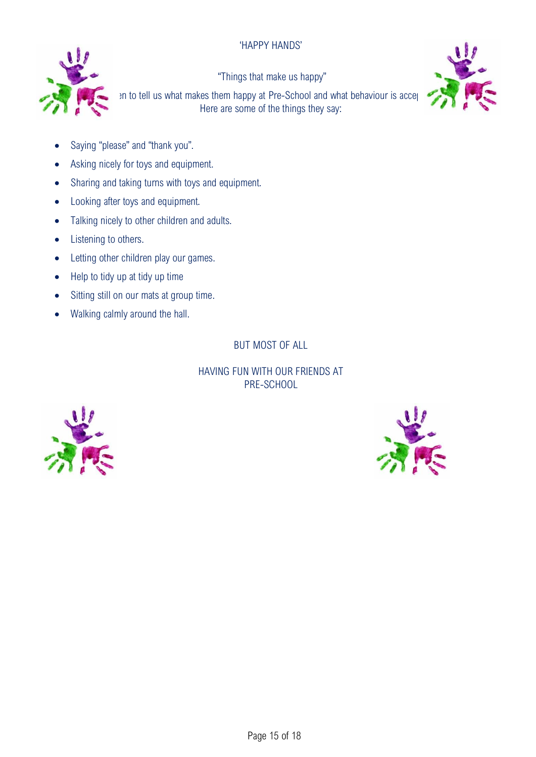'HAPPY HANDS'

"Things that make us happy"

ɘn to tell us what makes them happy at Pre-School and what behaviour is accep
Here are some of the things they say:

- Saying "please" and "thank you".
- Asking nicely for toys and equipment.
- Sharing and taking turns with toys and equipment.
- Looking after toys and equipment.
- Talking nicely to other children and adults.
- Listening to others.
- Letting other children play our games.
- Help to tidy up at tidy up time
- Sitting still on our mats at group time.
- Walking calmly around the hall.

BUT MOST OF ALL

HAVING FUN WITH OUR FRIENDS AT PRE-SCHOOL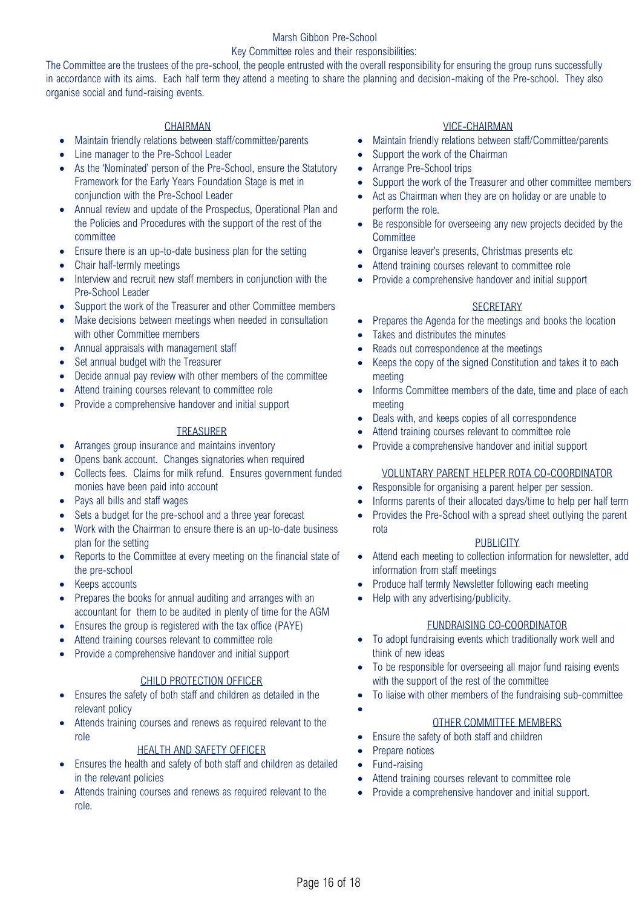# Marsh Gibbon Pre-School

## Key Committee roles and their responsibilities:

The Committee are the trustees of the pre-school, the people entrusted with the overall responsibility for ensuring the group runs successfully in accordance with its aims. Each half term they attend a meeting to share the planning and decision-making of the Pre-school. They also organise social and fund-raising events.

### CHAIRMAN

- Maintain friendly relations between staff/committee/parents
- Line manager to the Pre-School Leader
- As the 'Nominated' person of the Pre-School, ensure the Statutory Framework for the Early Years Foundation Stage is met in conjunction with the Pre-School Leader
- Annual review and update of the Prospectus, Operational Plan and the Policies and Procedures with the support of the rest of the committee
- Ensure there is an up-to-date business plan for the setting
- Chair half-termly meetings
- Interview and recruit new staff members in conjunction with the Pre-School Leader
- Support the work of the Treasurer and other Committee members
- Make decisions between meetings when needed in consultation with other Committee members
- Annual appraisals with management staff
- Set annual budget with the Treasurer
- Decide annual pay review with other members of the committee
- Attend training courses relevant to committee role
- Provide a comprehensive handover and initial support

### TREASURER

- Arranges group insurance and maintains inventory
- Opens bank account. Changes signatories when required
- Collects fees. Claims for milk refund. Ensures government funded monies have been paid into account
- Pays all bills and staff wages
- Sets a budget for the pre-school and a three year forecast
- Work with the Chairman to ensure there is an up-to-date business plan for the setting
- Reports to the Committee at every meeting on the financial state of the pre-school
- Keeps accounts
- Prepares the books for annual auditing and arranges with an accountant for them to be audited in plenty of time for the AGM
- Ensures the group is registered with the tax office (PAYE)
- Attend training courses relevant to committee role
- Provide a comprehensive handover and initial support

### CHILD PROTECTION OFFICER

- Ensures the safety of both staff and children as detailed in the relevant policy
- Attends training courses and renews as required relevant to the role

### HEALTH AND SAFETY OFFICER

- Ensures the health and safety of both staff and children as detailed in the relevant policies
- Attends training courses and renews as required relevant to the role.

### VICE-CHAIRMAN

- Maintain friendly relations between staff/Committee/parents
- Support the work of the Chairman
- Arrange Pre-School trips
- Support the work of the Treasurer and other committee members
- Act as Chairman when they are on holiday or are unable to perform the role.
- Be responsible for overseeing any new projects decided by the Committee
- Organise leaver's presents, Christmas presents etc
- Attend training courses relevant to committee role
- Provide a comprehensive handover and initial support

### SECRETARY

- Prepares the Agenda for the meetings and books the location
- Takes and distributes the minutes
- Reads out correspondence at the meetings
- Keeps the copy of the signed Constitution and takes it to each meeting
- Informs Committee members of the date, time and place of each meeting
- Deals with, and keeps copies of all correspondence
- Attend training courses relevant to committee role
- Provide a comprehensive handover and initial support

### VOLUNTARY PARENT HELPER ROTA CO-COORDINATOR

- Responsible for organising a parent helper per session.
- Informs parents of their allocated days/time to help per half term
- Provides the Pre-School with a spread sheet outlying the parent rota

### PUBLICITY

- Attend each meeting to collection information for newsletter, add information from staff meetings
- Produce half termly Newsletter following each meeting
- Help with any advertising/publicity.

### FUNDRAISING CO-COORDINATOR

- To adopt fundraising events which traditionally work well and think of new ideas
- To be responsible for overseeing all major fund raising events with the support of the rest of the committee
- To liaise with other members of the fundraising sub-committee

### OTHER COMMITTEE MEMBERS

- Ensure the safety of both staff and children
- Prepare notices
- Fund-raising
- Attend training courses relevant to committee role
- Provide a comprehensive handover and initial support.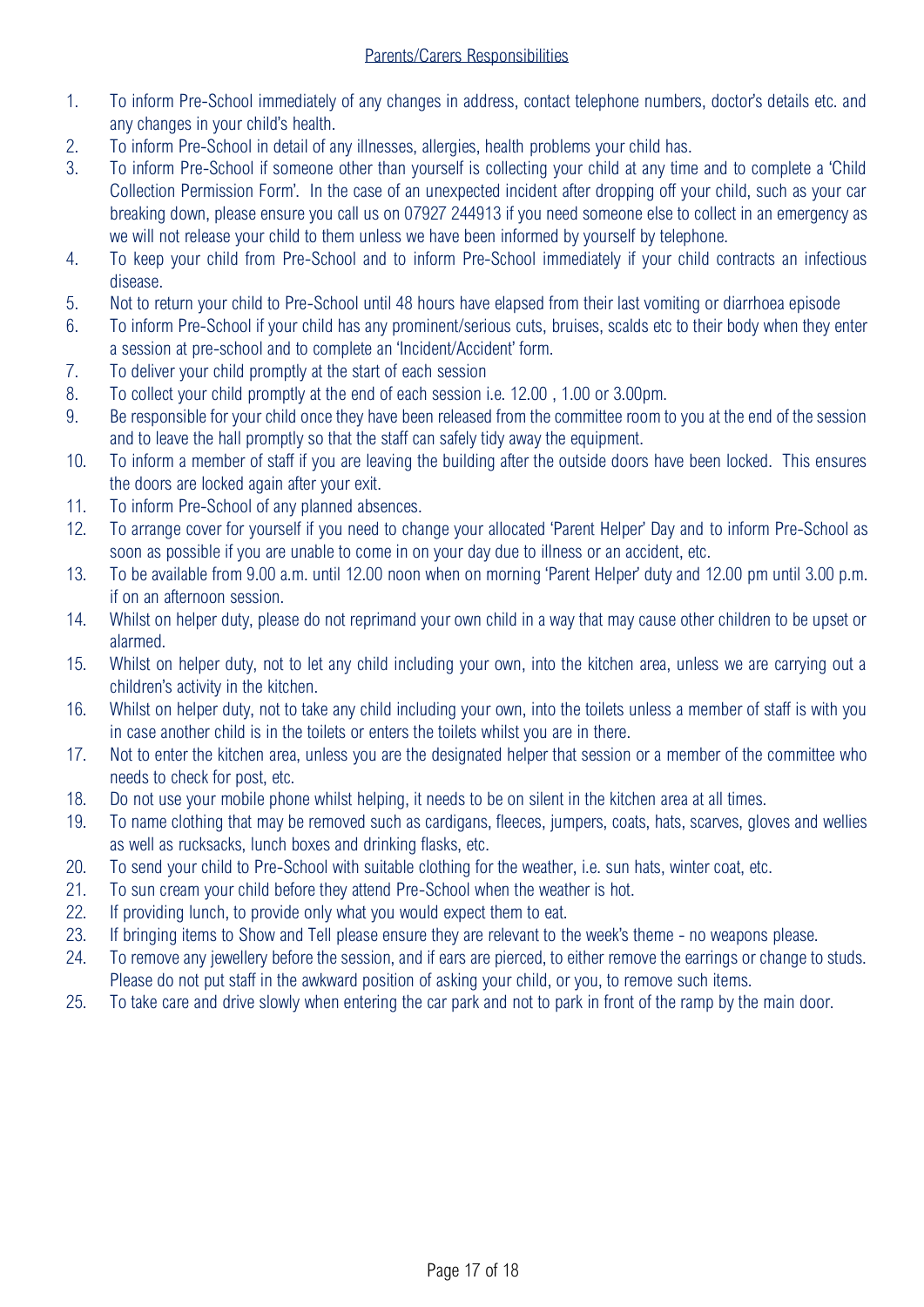## Parents/Carers Responsibilities

1. To inform Pre-School immediately of any changes in address, contact telephone numbers, doctor's details etc. and any changes in your child's health.
2. To inform Pre-School in detail of any illnesses, allergies, health problems your child has.
3. To inform Pre-School if someone other than yourself is collecting your child at any time and to complete a 'Child Collection Permission Form'. In the case of an unexpected incident after dropping off your child, such as your car breaking down, please ensure you call us on 07927 244913 if you need someone else to collect in an emergency as we will not release your child to them unless we have been informed by yourself by telephone.
4. To keep your child from Pre-School and to inform Pre-School immediately if your child contracts an infectious disease.
5. Not to return your child to Pre-School until 48 hours have elapsed from their last vomiting or diarrhoea episode
6. To inform Pre-School if your child has any prominent/serious cuts, bruises, scalds etc to their body when they enter a session at pre-school and to complete an 'Incident/Accident' form.
7. To deliver your child promptly at the start of each session
8. To collect your child promptly at the end of each session i.e. 12.00 , 1.00 or 3.00pm.
9. Be responsible for your child once they have been released from the committee room to you at the end of the session and to leave the hall promptly so that the staff can safely tidy away the equipment.
10. To inform a member of staff if you are leaving the building after the outside doors have been locked. This ensures the doors are locked again after your exit.
11. To inform Pre-School of any planned absences.
12. To arrange cover for yourself if you need to change your allocated 'Parent Helper' Day and to inform Pre-School as soon as possible if you are unable to come in on your day due to illness or an accident, etc.
13. To be available from 9.00 a.m. until 12.00 noon when on morning 'Parent Helper' duty and 12.00 pm until 3.00 p.m. if on an afternoon session.
14. Whilst on helper duty, please do not reprimand your own child in a way that may cause other children to be upset or alarmed.
15. Whilst on helper duty, not to let any child including your own, into the kitchen area, unless we are carrying out a children's activity in the kitchen.
16. Whilst on helper duty, not to take any child including your own, into the toilets unless a member of staff is with you in case another child is in the toilets or enters the toilets whilst you are in there.
17. Not to enter the kitchen area, unless you are the designated helper that session or a member of the committee who needs to check for post, etc.
18. Do not use your mobile phone whilst helping, it needs to be on silent in the kitchen area at all times.
19. To name clothing that may be removed such as cardigans, fleeces, jumpers, coats, hats, scarves, gloves and wellies as well as rucksacks, lunch boxes and drinking flasks, etc.
20. To send your child to Pre-School with suitable clothing for the weather, i.e. sun hats, winter coat, etc.
21. To sun cream your child before they attend Pre-School when the weather is hot.
22. If providing lunch, to provide only what you would expect them to eat.
23. If bringing items to Show and Tell please ensure they are relevant to the week's theme - no weapons please.
24. To remove any jewellery before the session, and if ears are pierced, to either remove the earrings or change to studs. Please do not put staff in the awkward position of asking your child, or you, to remove such items.
25. To take care and drive slowly when entering the car park and not to park in front of the ramp by the main door.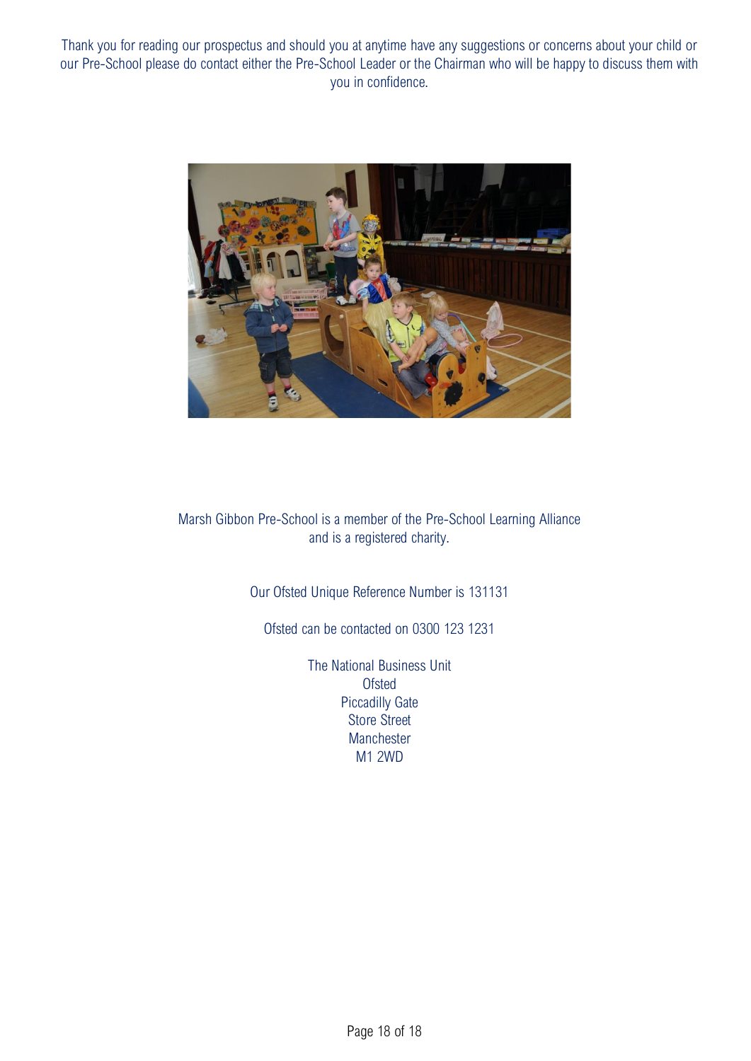Thank you for reading our prospectus and should you at anytime have any suggestions or concerns about your child or our Pre-School please do contact either the Pre-School Leader or the Chairman who will be happy to discuss them with you in confidence.

Marsh Gibbon Pre-School is a member of the Pre-School Learning Alliance and is a registered charity.

Our Ofsted Unique Reference Number is 131131

Ofsted can be contacted on 0300 123 1231

The National Business Unit
Ofsted
Piccadilly Gate
Store Street
Manchester
M1 2WD